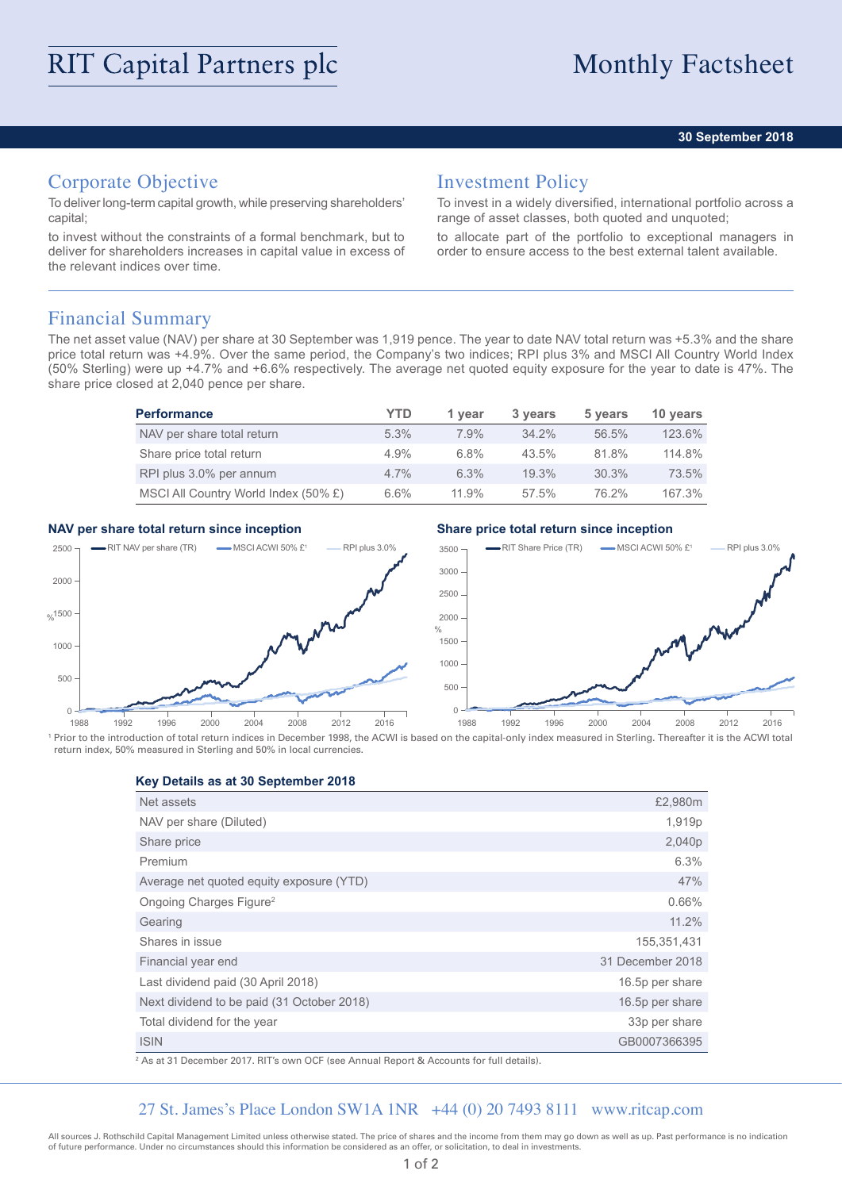# RIT Capital Partners plc

# Monthly Factsheet

**30 September 2018**

## Corporate Objective

To deliver long-term capital growth, while preserving shareholders' capital;

to invest without the constraints of a formal benchmark, but to deliver for shareholders increases in capital value in excess of the relevant indices over time.

## Investment Policy

To invest in a widely diversified, international portfolio across a range of asset classes, both quoted and unquoted;

to allocate part of the portfolio to exceptional managers in order to ensure access to the best external talent available.

## Financial Summary

The net asset value (NAV) per share at 30 September was 1,919 pence. The year to date NAV total return was +5.3% and the share price total return was +4.9%. Over the same period, the Company's two indices; RPI plus 3% and MSCI All Country World Index (50% Sterling) were up +4.7% and +6.6% respectively. The average net quoted equity exposure for the year to date is 47%. The share price closed at 2,040 pence per share.

| Performance | YTD | 1 year | 3 years | 5 years | 10 years |
|---|---|---|---|---|---|
| NAV per share total return | 5.3% | 7.9% | 34.2% | 56.5% | 123.6% |
| Share price total return | 4.9% | 6.8% | 43.5% | 81.8% | 114.8% |
| RPI plus 3.0% per annum | 4.7% | 6.3% | 19.3% | 30.3% | 73.5% |
| MSCI All Country World Index (50% £) | 6.6% | 11.9% | 57.5% | 76.2% | 167.3% |

**NAV per share total return since inception**

**Share price total return since inception**

[1] Prior to the introduction of total return indices in December 1998, the ACWI is based on the capital-only index measured in Sterling. Thereafter it is the ACWI total return index, 50% measured in Sterling and 50% in local currencies.

**Key Details as at 30 September 2018**

| | |
|---|---|
| Net assets | £2,980m |
| NAV per share (Diluted) | 1,919p |
| Share price | 2,040p |
| Premium | 6.3% |
| Average net quoted equity exposure (YTD) | 47% |
| Ongoing Charges Figure[2] | 0.66% |
| Gearing | 11.2% |
| Shares in issue | 155,351,431 |
| Financial year end | 31 December 2018 |
| Last dividend paid (30 April 2018) | 16.5p per share |
| Next dividend to be paid (31 October 2018) | 16.5p per share |
| Total dividend for the year | 33p per share |
| ISIN | GB0007366395 |

[2] As at 31 December 2017. RIT's own OCF (see Annual Report & Accounts for full details).

27 St. James's Place London SW1A 1NR +44 (0) 20 7493 8111 www.ritcap.com

All sources J. Rothschild Capital Management Limited unless otherwise stated. The price of shares and the income from them may go down as well as up. Past performance is no indication of future performance. Under no circumstances should this information be considered as an offer, or solicitation, to deal in investments.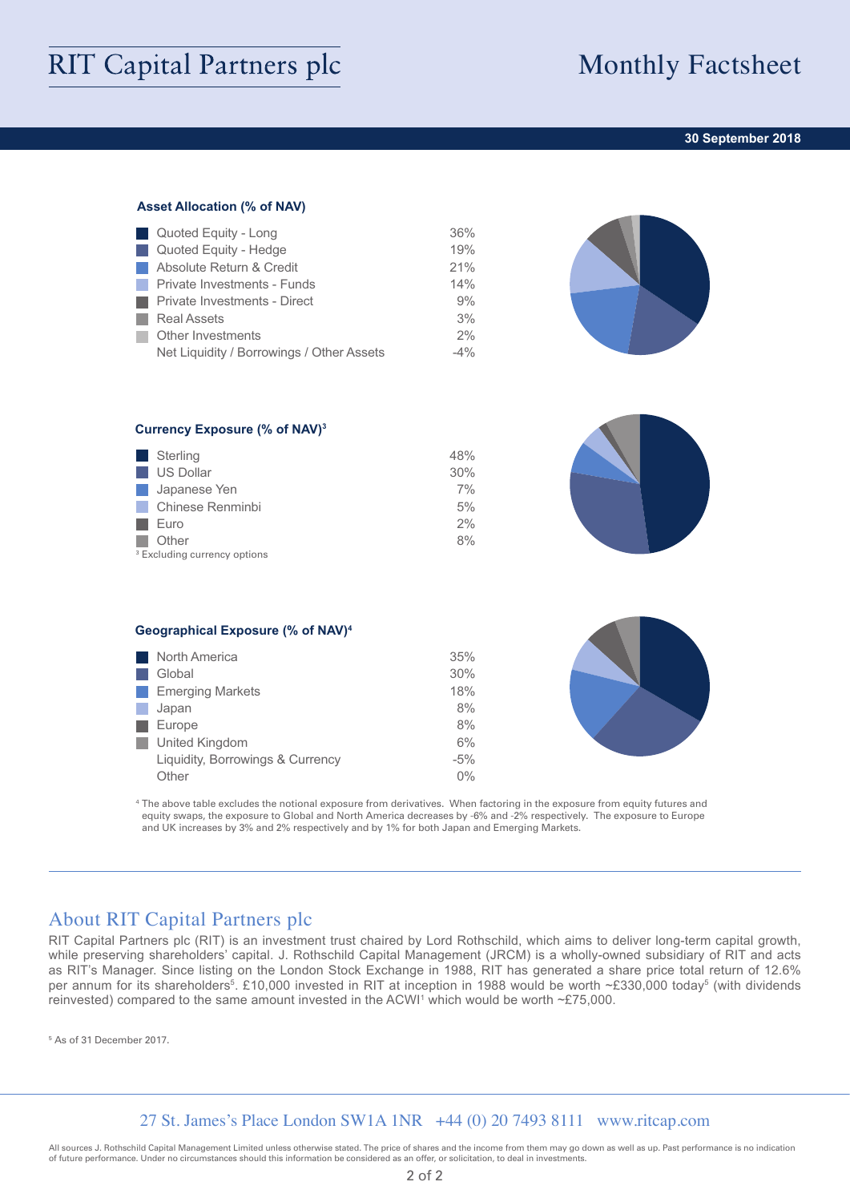# RIT Capital Partners plc

# Monthly Factsheet

**30 September 2018**

### Asset Allocation (% of NAV)

| | |
|---|---|
| Quoted Equity - Long | 36% |
| Quoted Equity - Hedge | 19% |
| Absolute Return & Credit | 21% |
| Private Investments - Funds | 14% |
| Private Investments - Direct | 9% |
| Real Assets | 3% |
| Other Investments | 2% |
| Net Liquidity / Borrowings / Other Assets | -4% |

### Currency Exposure (% of NAV)[3]

| | |
|---|---|
| Sterling | 48% |
| US Dollar | 30% |
| Japanese Yen | 7% |
| Chinese Renminbi | 5% |
| Euro | 2% |
| Other | 8% |

[3] Excluding currency options

### Geographical Exposure (% of NAV)[4]

| | |
|---|---|
| North America | 35% |
| Global | 30% |
| Emerging Markets | 18% |
| Japan | 8% |
| Europe | 8% |
| United Kingdom | 6% |
| Liquidity, Borrowings & Currency | -5% |
| Other | 0% |

[4] The above table excludes the notional exposure from derivatives. When factoring in the exposure from equity futures and equity swaps, the exposure to Global and North America decreases by -6% and -2% respectively. The exposure to Europe and UK increases by 3% and 2% respectively and by 1% for both Japan and Emerging Markets.

## About RIT Capital Partners plc

RIT Capital Partners plc (RIT) is an investment trust chaired by Lord Rothschild, which aims to deliver long-term capital growth, while preserving shareholders' capital. J. Rothschild Capital Management (JRCM) is a wholly-owned subsidiary of RIT and acts as RIT's Manager. Since listing on the London Stock Exchange in 1988, RIT has generated a share price total return of 12.6% per annum for its shareholders[5]. £10,000 invested in RIT at inception in 1988 would be worth ~£330,000 today[5] (with dividends reinvested) compared to the same amount invested in the ACWI[1] which would be worth ~£75,000.

[5] As of 31 December 2017.

27 St. James's Place London SW1A 1NR +44 (0) 20 7493 8111 www.ritcap.com

All sources J. Rothschild Capital Management Limited unless otherwise stated. The price of shares and the income from them may go down as well as up. Past performance is no indication of future performance. Under no circumstances should this information be considered as an offer, or solicitation, to deal in investments.